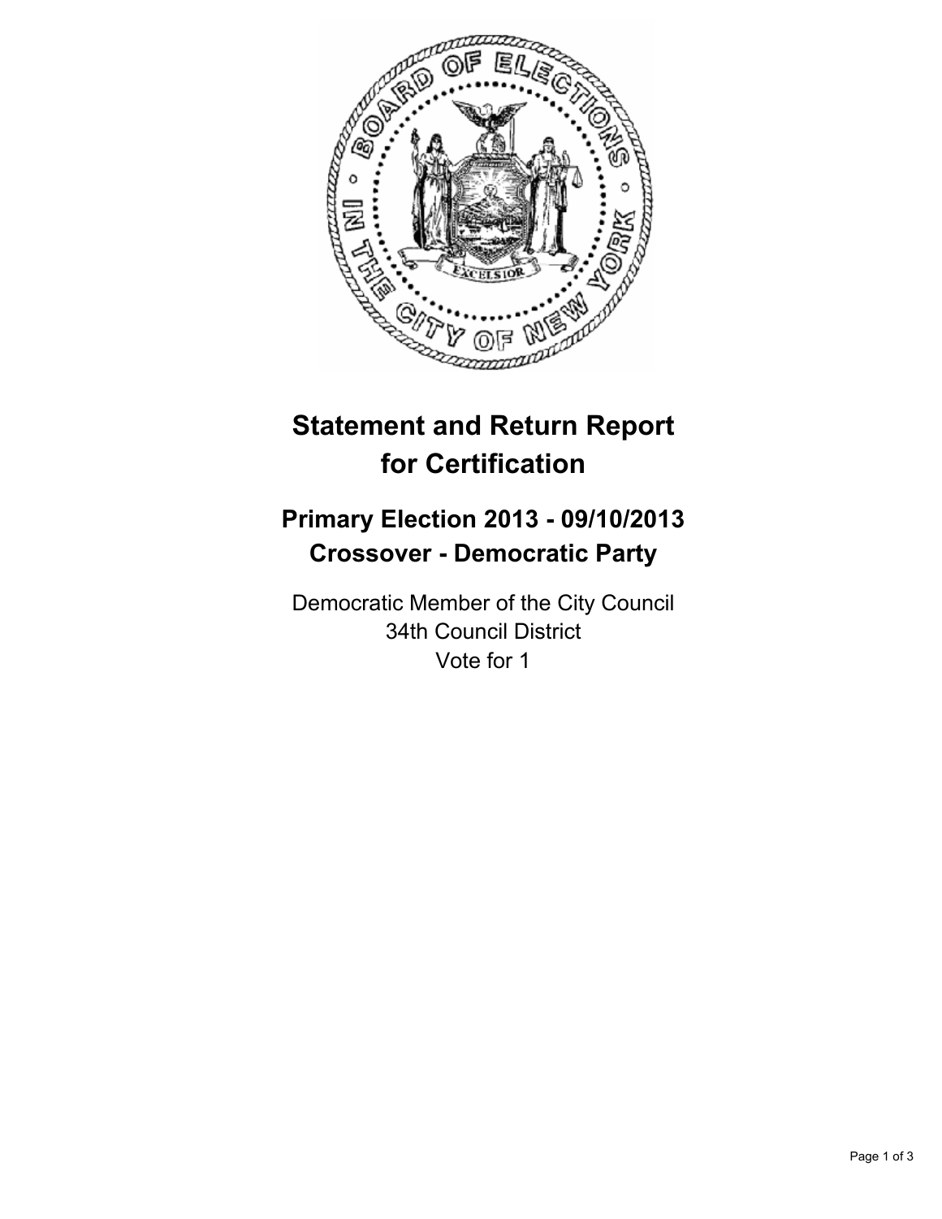# Statement and Return Report for Certification

## Primary Election 2013 - 09/10/2013
## Crossover - Democratic Party

Democratic Member of the City Council
34th Council District
Vote for 1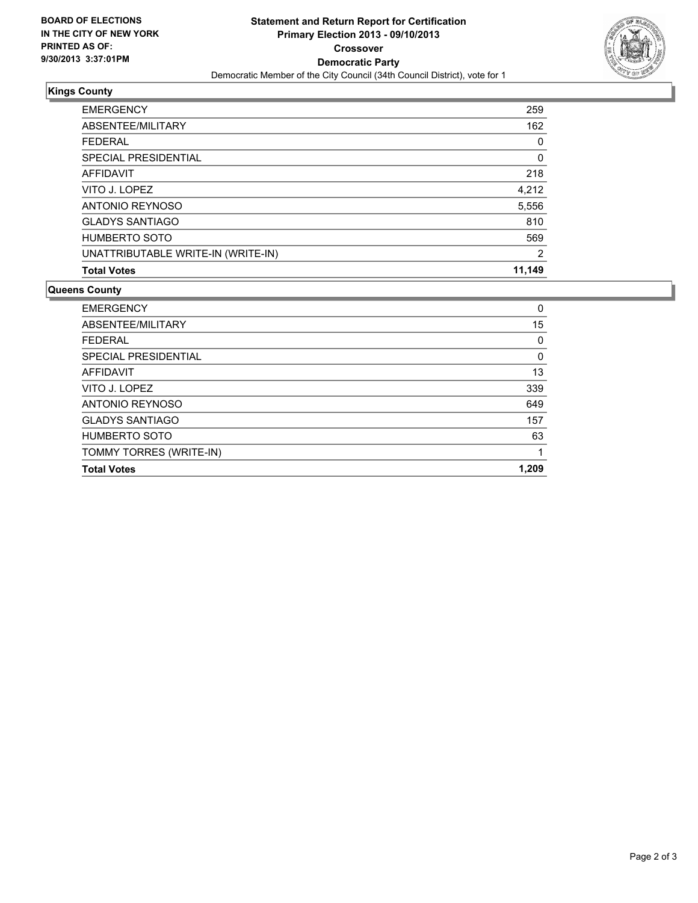**BOARD OF ELECTIONS IN THE CITY OF NEW YORK PRINTED AS OF: 9/30/2013 3:37:01PM**

# Statement and Return Report for Certification
## Primary Election 2013 - 09/10/2013
## Crossover
## Democratic Party

Democratic Member of the City Council (34th Council District), vote for 1

### Kings County

| | |
|---|---|
| EMERGENCY | 259 |
| ABSENTEE/MILITARY | 162 |
| FEDERAL | 0 |
| SPECIAL PRESIDENTIAL | 0 |
| AFFIDAVIT | 218 |
| VITO J. LOPEZ | 4,212 |
| ANTONIO REYNOSO | 5,556 |
| GLADYS SANTIAGO | 810 |
| HUMBERTO SOTO | 569 |
| UNATTRIBUTABLE WRITE-IN (WRITE-IN) | 2 |
| **Total Votes** | **11,149** |

### Queens County

| | |
|---|---|
| EMERGENCY | 0 |
| ABSENTEE/MILITARY | 15 |
| FEDERAL | 0 |
| SPECIAL PRESIDENTIAL | 0 |
| AFFIDAVIT | 13 |
| VITO J. LOPEZ | 339 |
| ANTONIO REYNOSO | 649 |
| GLADYS SANTIAGO | 157 |
| HUMBERTO SOTO | 63 |
| TOMMY TORRES (WRITE-IN) | 1 |
| **Total Votes** | **1,209** |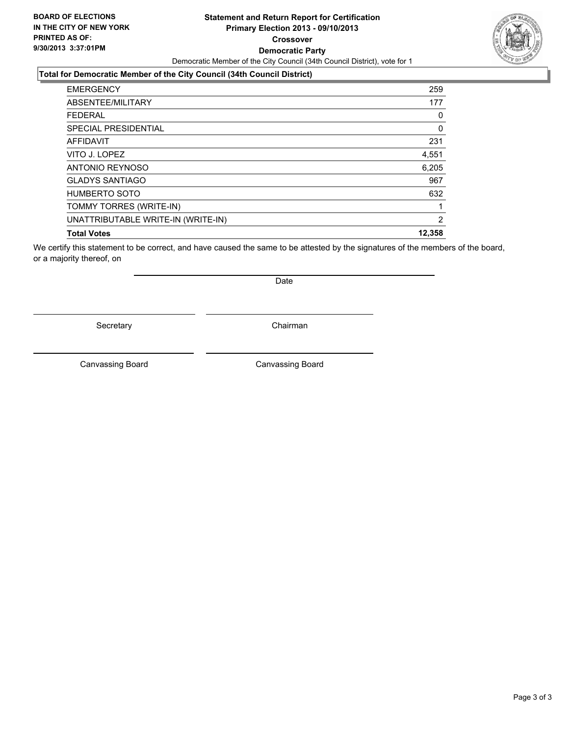**BOARD OF ELECTIONS IN THE CITY OF NEW YORK PRINTED AS OF: 9/30/2013 3:37:01PM**

**Statement and Return Report for Certification**
**Primary Election 2013 - 09/10/2013**
**Crossover**
**Democratic Party**

Democratic Member of the City Council (34th Council District), vote for 1

**Total for Democratic Member of the City Council (34th Council District)**

| | |
|---|---|
| EMERGENCY | 259 |
| ABSENTEE/MILITARY | 177 |
| FEDERAL | 0 |
| SPECIAL PRESIDENTIAL | 0 |
| AFFIDAVIT | 231 |
| VITO J. LOPEZ | 4,551 |
| ANTONIO REYNOSO | 6,205 |
| GLADYS SANTIAGO | 967 |
| HUMBERTO SOTO | 632 |
| TOMMY TORRES (WRITE-IN) | 1 |
| UNATTRIBUTABLE WRITE-IN (WRITE-IN) | 2 |
| **Total Votes** | **12,358** |

We certify this statement to be correct, and have caused the same to be attested by the signatures of the members of the board, or a majority thereof, on

Date

Secretary

Chairman

Canvassing Board

Canvassing Board